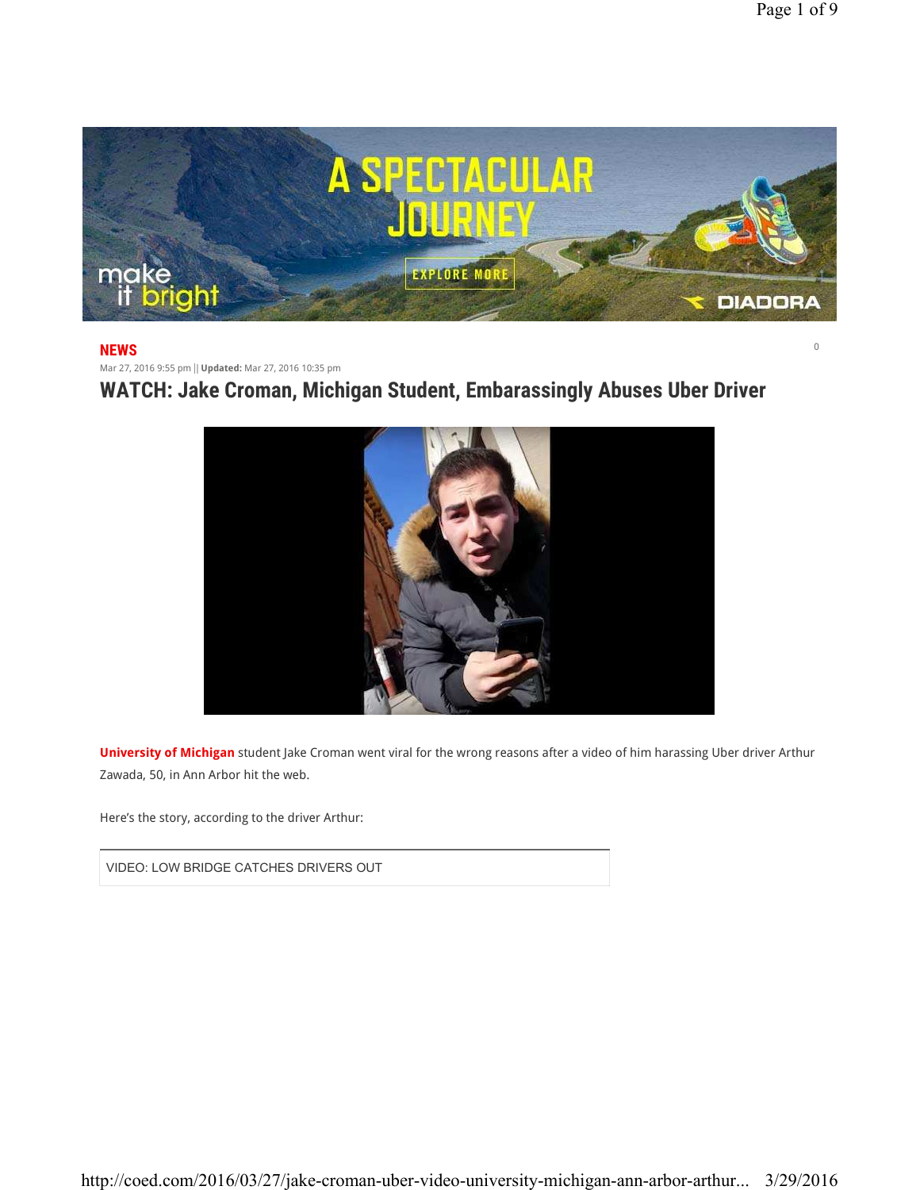**NEWS**

0

Mar 27, 2016 9:55 pm || **Updated:** Mar 27, 2016 10:35 pm

# WATCH: Jake Croman, Michigan Student, Embarassingly Abuses Uber Driver

**University of Michigan** student Jake Croman went viral for the wrong reasons after a video of him harassing Uber driver Arthur Zawada, 50, in Ann Arbor hit the web.

Here's the story, according to the driver Arthur:

VIDEO: LOW BRIDGE CATCHES DRIVERS OUT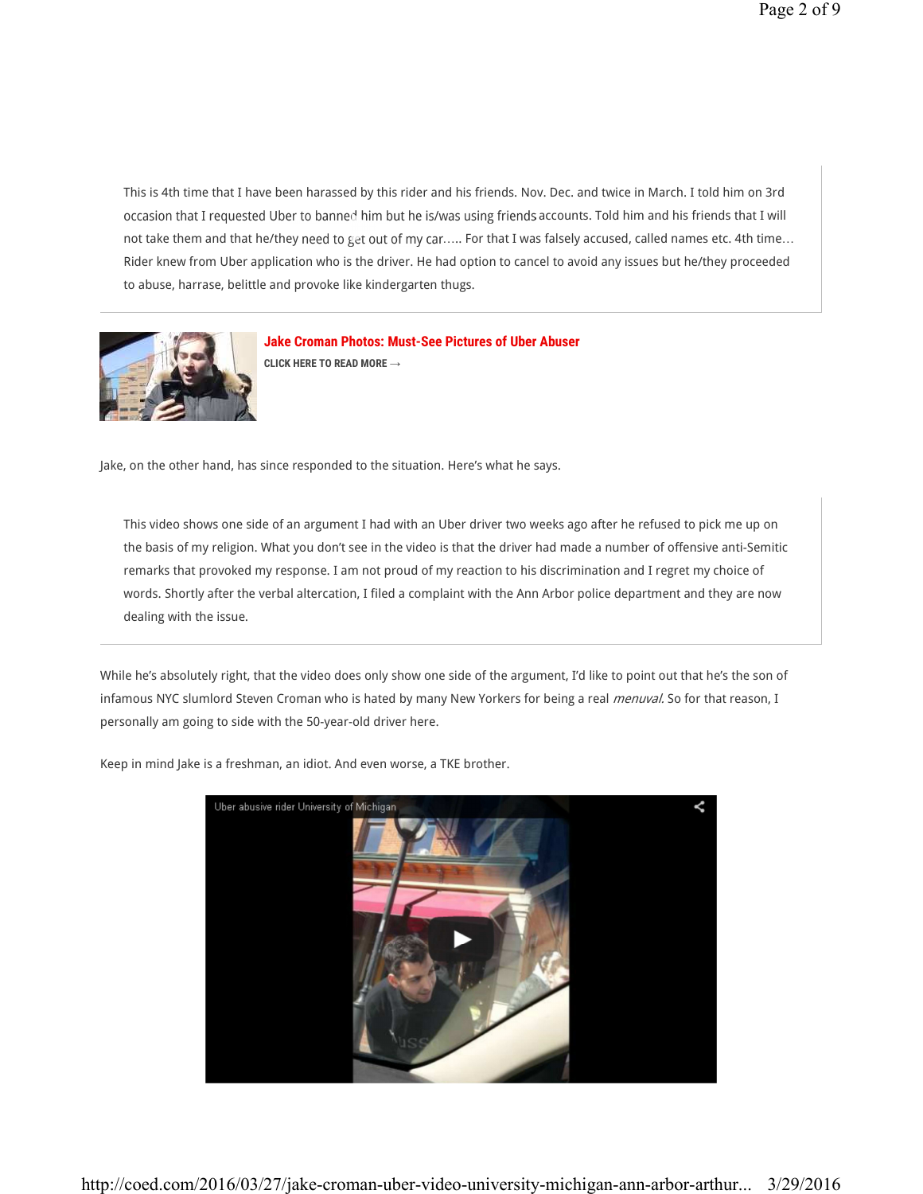> This is 4th time that I have been harassed by this rider and his friends. Nov. Dec. and twice in March. I told him on 3rd occasion that I requested Uber to banned him but he is/was using friends accounts. Told him and his friends that I will not take them and that he/they need to get out of my car….. For that I was falsely accused, called names etc. 4th time… Rider knew from Uber application who is the driver. He had option to cancel to avoid any issues but he/they proceeded to abuse, harrase, belittle and provoke like kindergarten thugs.

**Jake Croman Photos: Must-See Pictures of Uber Abuser**

CLICK HERE TO READ MORE →

Jake, on the other hand, has since responded to the situation. Here's what he says.

> This video shows one side of an argument I had with an Uber driver two weeks ago after he refused to pick me up on the basis of my religion. What you don't see in the video is that the driver had made a number of offensive anti-Semitic remarks that provoked my response. I am not proud of my reaction to his discrimination and I regret my choice of words. Shortly after the verbal altercation, I filed a complaint with the Ann Arbor police department and they are now dealing with the issue.

While he's absolutely right, that the video does only show one side of the argument, I'd like to point out that he's the son of infamous NYC slumlord Steven Croman who is hated by many New Yorkers for being a real *menuval.* So for that reason, I personally am going to side with the 50-year-old driver here.

Keep in mind Jake is a freshman, an idiot. And even worse, a TKE brother.

Uber abusive rider University of Michigan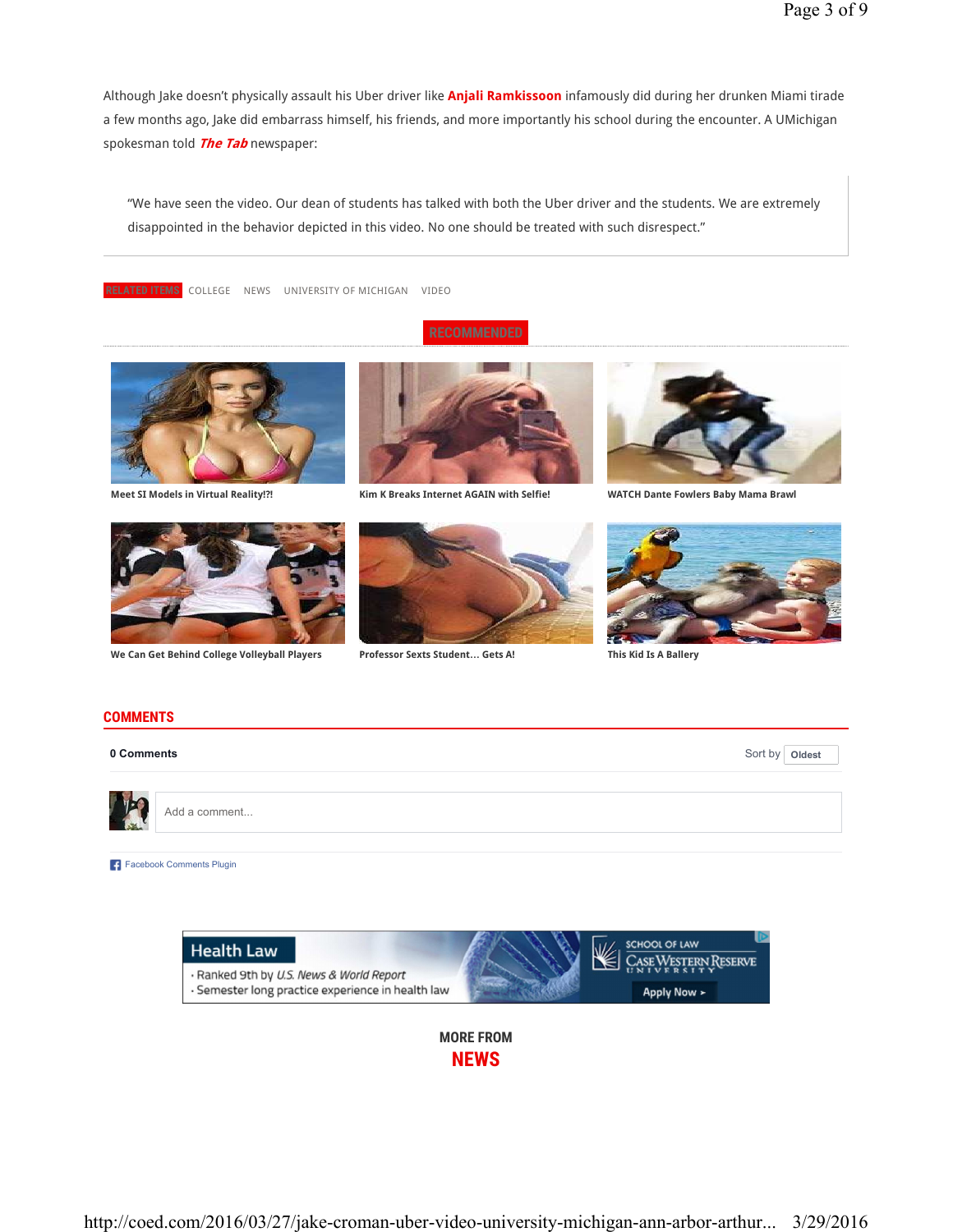Although Jake doesn't physically assault his Uber driver like **Anjali Ramkissoon** infamously did during her drunken Miami tirade a few months ago, Jake did embarrass himself, his friends, and more importantly his school during the encounter. A UMichigan spokesman told ***The Tab*** newspaper:

> "We have seen the video. Our dean of students has talked with both the Uber driver and the students. We are extremely disappointed in the behavior depicted in this video. No one should be treated with such disrespect."

RELATED ITEMS COLLEGE NEWS UNIVERSITY OF MICHIGAN VIDEO

**RECOMMENDED**

**Meet SI Models in Virtual Reality!?!**

**Kim K Breaks Internet AGAIN with Selfie!**

**WATCH Dante Fowlers Baby Mama Brawl**

**We Can Get Behind College Volleyball Players**

**Professor Sexts Student... Gets A!**

**This Kid Is A Ballery**

## COMMENTS

**0 Comments**

Sort by Oldest

Add a comment...

Facebook Comments Plugin

Health Law
· Ranked 9th by *U.S. News & World Report*
· Semester long practice experience in health law
SCHOOL OF LAW
CASE WESTERN RESERVE UNIVERSITY
Apply Now ▸

MORE FROM
**NEWS**